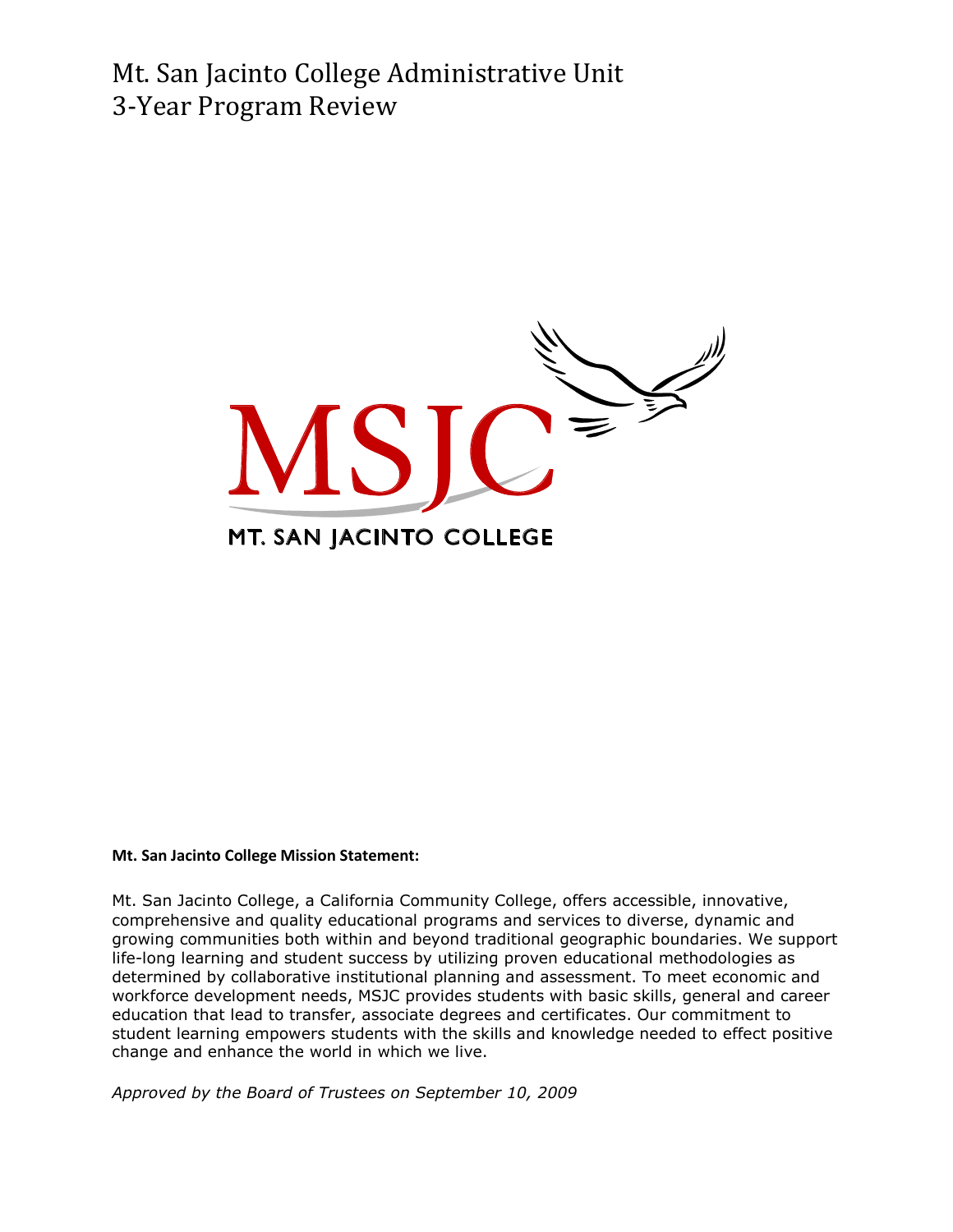# Mt. San Jacinto College Administrative Unit 3-Year Program Review

MSJC

MT. SAN JACINTO COLLEGE

**Mt. San Jacinto College Mission Statement:**

Mt. San Jacinto College, a California Community College, offers accessible, innovative, comprehensive and quality educational programs and services to diverse, dynamic and growing communities both within and beyond traditional geographic boundaries. We support life-long learning and student success by utilizing proven educational methodologies as determined by collaborative institutional planning and assessment. To meet economic and workforce development needs, MSJC provides students with basic skills, general and career education that lead to transfer, associate degrees and certificates. Our commitment to student learning empowers students with the skills and knowledge needed to effect positive change and enhance the world in which we live.

*Approved by the Board of Trustees on September 10, 2009*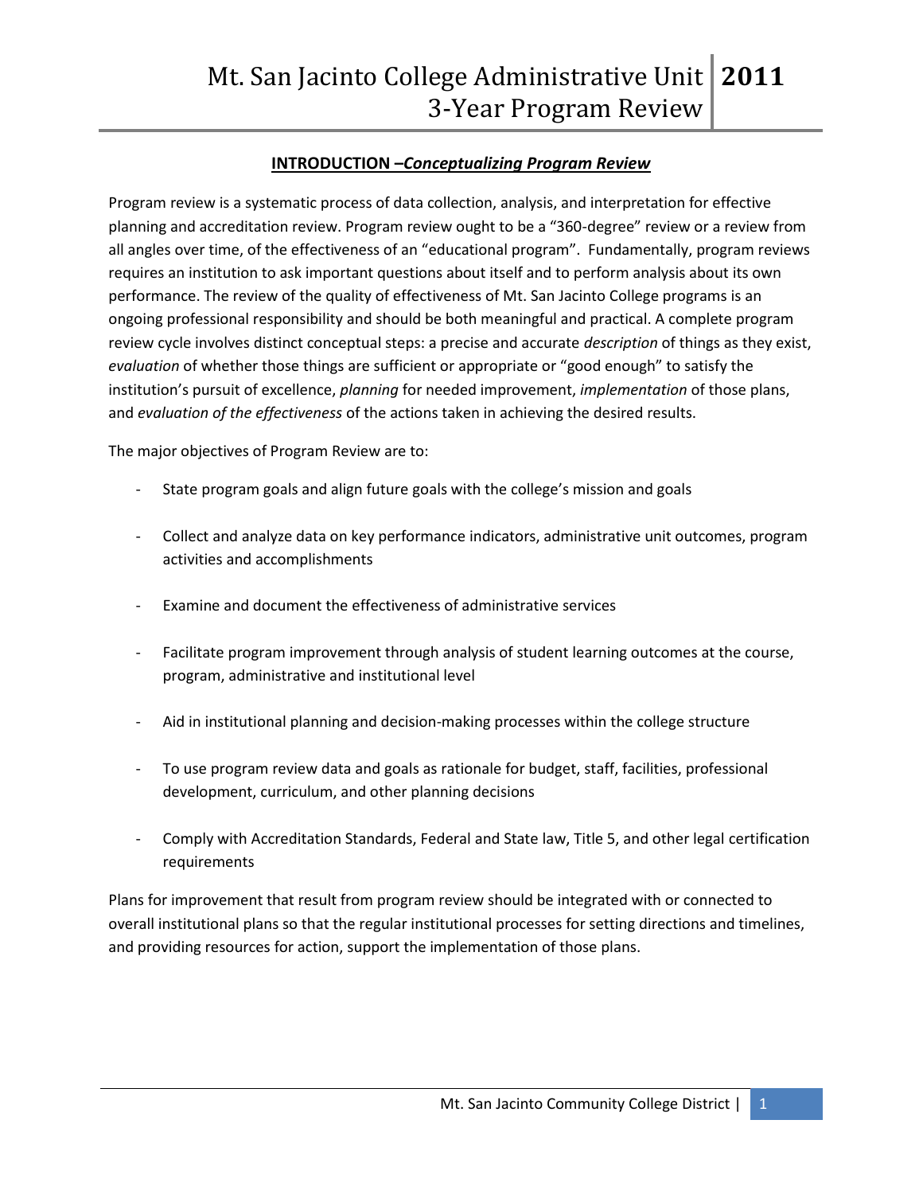## INTRODUCTION –*Conceptualizing Program Review*

Program review is a systematic process of data collection, analysis, and interpretation for effective planning and accreditation review. Program review ought to be a "360-degree" review or a review from all angles over time, of the effectiveness of an "educational program". Fundamentally, program reviews requires an institution to ask important questions about itself and to perform analysis about its own performance. The review of the quality of effectiveness of Mt. San Jacinto College programs is an ongoing professional responsibility and should be both meaningful and practical. A complete program review cycle involves distinct conceptual steps: a precise and accurate *description* of things as they exist, *evaluation* of whether those things are sufficient or appropriate or "good enough" to satisfy the institution's pursuit of excellence, *planning* for needed improvement, *implementation* of those plans, and *evaluation of the effectiveness* of the actions taken in achieving the desired results.

The major objectives of Program Review are to:

- State program goals and align future goals with the college's mission and goals
- Collect and analyze data on key performance indicators, administrative unit outcomes, program activities and accomplishments
- Examine and document the effectiveness of administrative services
- Facilitate program improvement through analysis of student learning outcomes at the course, program, administrative and institutional level
- Aid in institutional planning and decision-making processes within the college structure
- To use program review data and goals as rationale for budget, staff, facilities, professional development, curriculum, and other planning decisions
- Comply with Accreditation Standards, Federal and State law, Title 5, and other legal certification requirements

Plans for improvement that result from program review should be integrated with or connected to overall institutional plans so that the regular institutional processes for setting directions and timelines, and providing resources for action, support the implementation of those plans.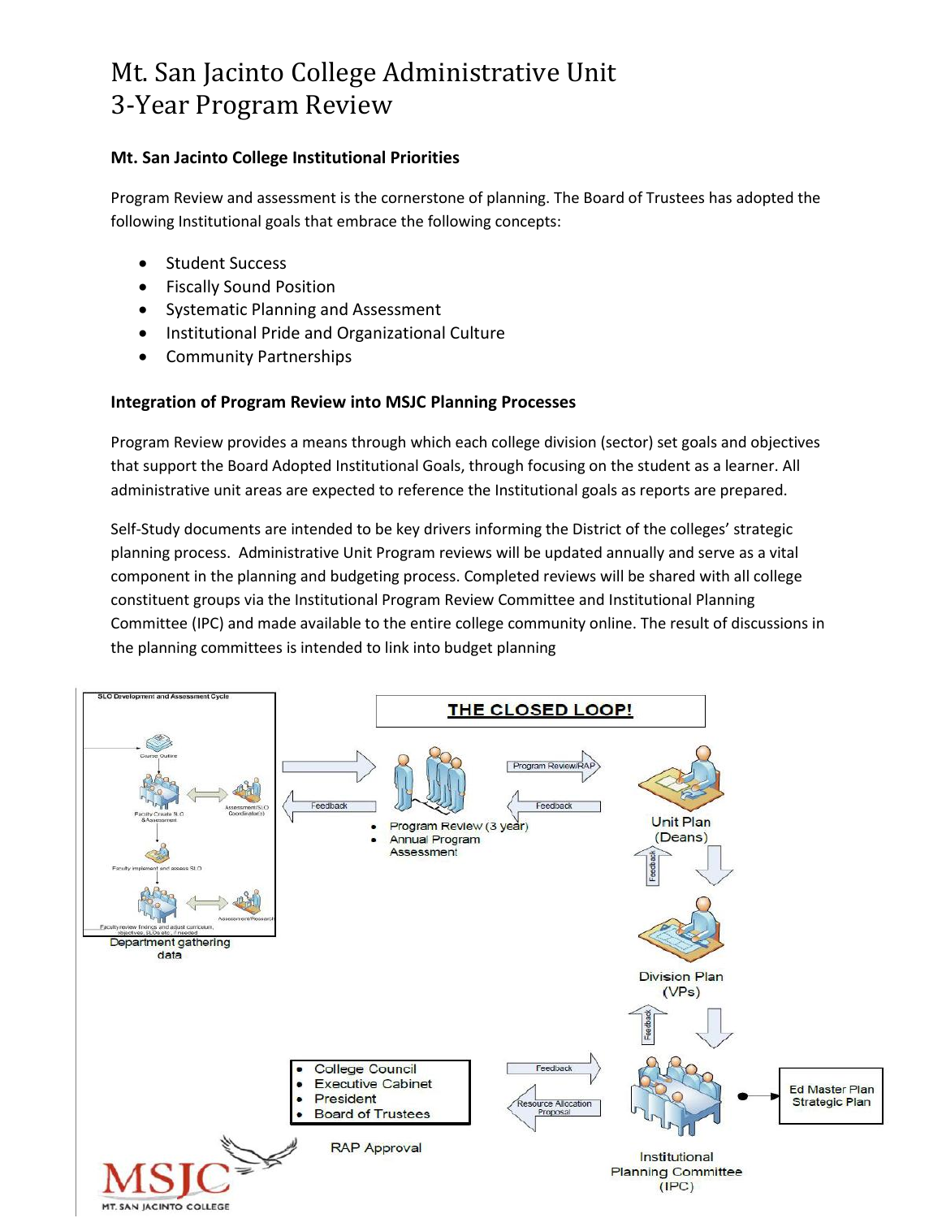# Mt. San Jacinto College Administrative Unit 3-Year Program Review

### Mt. San Jacinto College Institutional Priorities

Program Review and assessment is the cornerstone of planning. The Board of Trustees has adopted the following Institutional goals that embrace the following concepts:

- Student Success
- Fiscally Sound Position
- Systematic Planning and Assessment
- Institutional Pride and Organizational Culture
- Community Partnerships

### Integration of Program Review into MSJC Planning Processes

Program Review provides a means through which each college division (sector) set goals and objectives that support the Board Adopted Institutional Goals, through focusing on the student as a learner. All administrative unit areas are expected to reference the Institutional goals as reports are prepared.

Self-Study documents are intended to be key drivers informing the District of the colleges' strategic planning process. Administrative Unit Program reviews will be updated annually and serve as a vital component in the planning and budgeting process. Completed reviews will be shared with all college constituent groups via the Institutional Program Review Committee and Institutional Planning Committee (IPC) and made available to the entire college community online. The result of discussions in the planning committees is intended to link into budget planning

THE CLOSED LOOP!

SLO Development and Assessment Cycle: Course Outline; Faculty Create SLO & Assessment; Assessment/SLO Coordinator(s); Faculty implement and assess SLO; Faculty review findings and adjust curriculum, objectives, SLOs etc., if needed; Assessment/Research

Department gathering data → Feedback

- Program Review (3 year)
- Annual Program Assessment

Program Review/RAP → Unit Plan (Deans) → Division Plan (VPs) → Institutional Planning Committee (IPC) → Ed Master Plan, Strategic Plan

Feedback

Resource Allocation Proposal → RAP Approval:

- College Council
- Executive Cabinet
- President
- Board of Trustees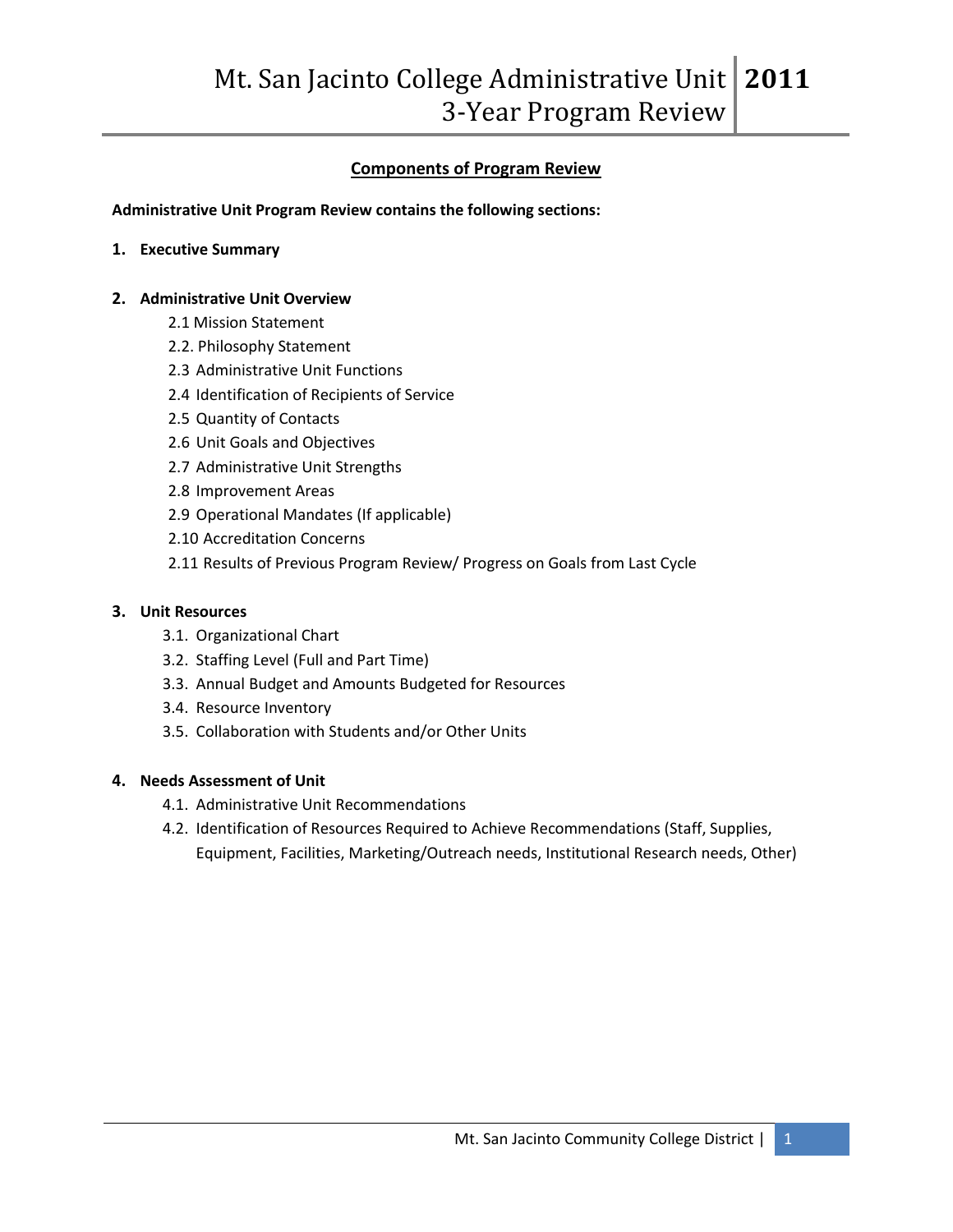## Components of Program Review

**Administrative Unit Program Review contains the following sections:**

1. **Executive Summary**

2. **Administrative Unit Overview**
   - 2.1 Mission Statement
   - 2.2. Philosophy Statement
   - 2.3 Administrative Unit Functions
   - 2.4 Identification of Recipients of Service
   - 2.5 Quantity of Contacts
   - 2.6 Unit Goals and Objectives
   - 2.7 Administrative Unit Strengths
   - 2.8 Improvement Areas
   - 2.9 Operational Mandates (If applicable)
   - 2.10 Accreditation Concerns
   - 2.11 Results of Previous Program Review/ Progress on Goals from Last Cycle

3. **Unit Resources**
   - 3.1. Organizational Chart
   - 3.2. Staffing Level (Full and Part Time)
   - 3.3. Annual Budget and Amounts Budgeted for Resources
   - 3.4. Resource Inventory
   - 3.5. Collaboration with Students and/or Other Units

4. **Needs Assessment of Unit**
   - 4.1. Administrative Unit Recommendations
   - 4.2. Identification of Resources Required to Achieve Recommendations (Staff, Supplies, Equipment, Facilities, Marketing/Outreach needs, Institutional Research needs, Other)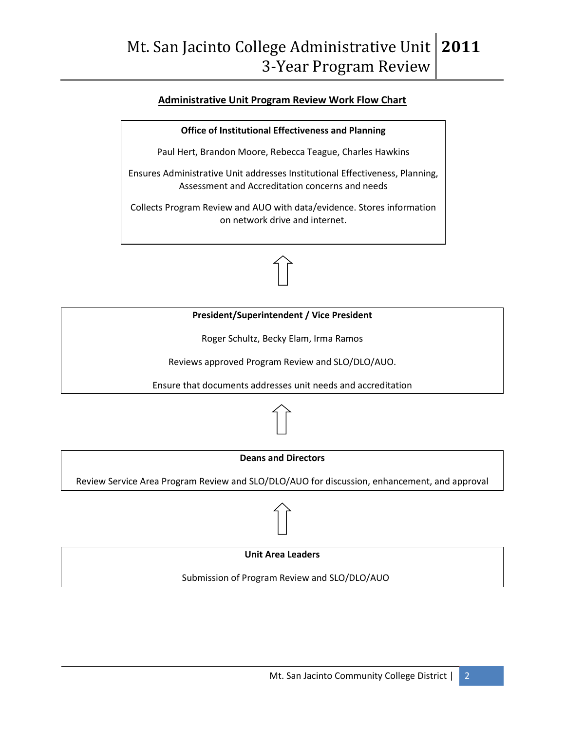## Administrative Unit Program Review Work Flow Chart

**Office of Institutional Effectiveness and Planning**

Paul Hert, Brandon Moore, Rebecca Teague, Charles Hawkins

Ensures Administrative Unit addresses Institutional Effectiveness, Planning, Assessment and Accreditation concerns and needs

Collects Program Review and AUO with data/evidence. Stores information on network drive and internet.

⇧

**President/Superintendent / Vice President**

Roger Schultz, Becky Elam, Irma Ramos

Reviews approved Program Review and SLO/DLO/AUO.

Ensure that documents addresses unit needs and accreditation

⇧

**Deans and Directors**

Review Service Area Program Review and SLO/DLO/AUO for discussion, enhancement, and approval

⇧

**Unit Area Leaders**

Submission of Program Review and SLO/DLO/AUO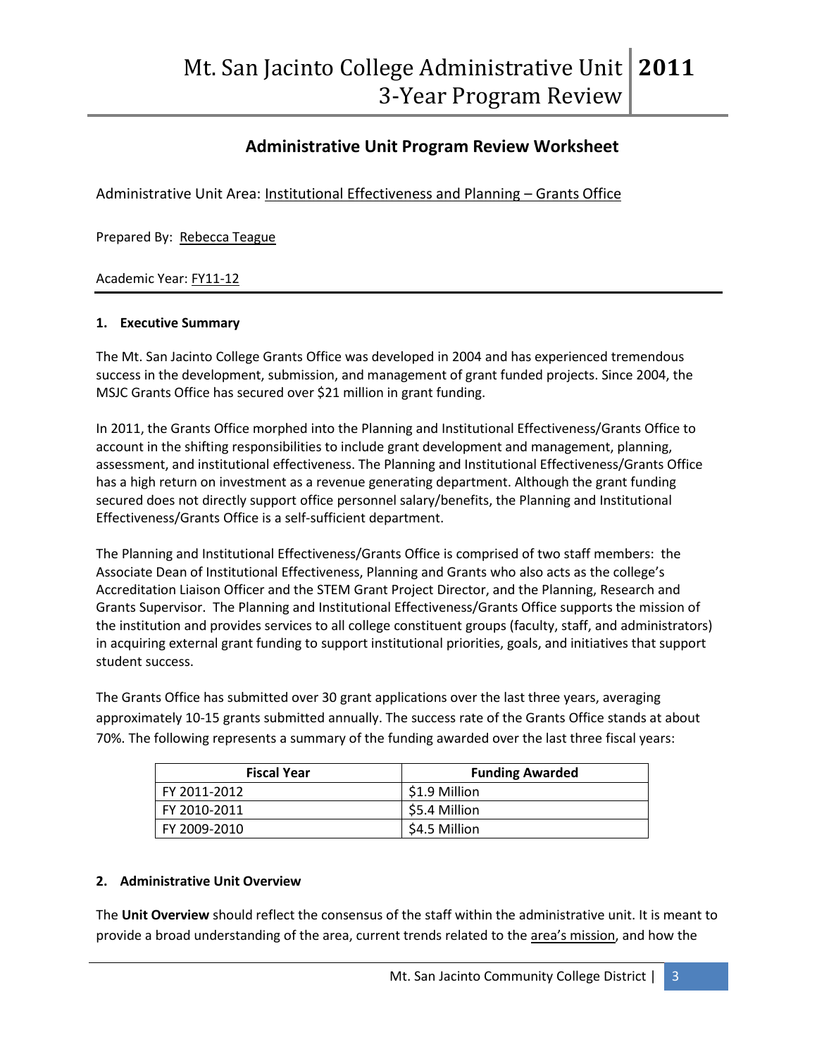# Administrative Unit Program Review Worksheet

Administrative Unit Area: Institutional Effectiveness and Planning – Grants Office

Prepared By: Rebecca Teague

Academic Year: FY11-12

### 1. Executive Summary

The Mt. San Jacinto College Grants Office was developed in 2004 and has experienced tremendous success in the development, submission, and management of grant funded projects. Since 2004, the MSJC Grants Office has secured over $21 million in grant funding.

In 2011, the Grants Office morphed into the Planning and Institutional Effectiveness/Grants Office to account in the shifting responsibilities to include grant development and management, planning, assessment, and institutional effectiveness. The Planning and Institutional Effectiveness/Grants Office has a high return on investment as a revenue generating department. Although the grant funding secured does not directly support office personnel salary/benefits, the Planning and Institutional Effectiveness/Grants Office is a self-sufficient department.

The Planning and Institutional Effectiveness/Grants Office is comprised of two staff members: the Associate Dean of Institutional Effectiveness, Planning and Grants who also acts as the college's Accreditation Liaison Officer and the STEM Grant Project Director, and the Planning, Research and Grants Supervisor. The Planning and Institutional Effectiveness/Grants Office supports the mission of the institution and provides services to all college constituent groups (faculty, staff, and administrators) in acquiring external grant funding to support institutional priorities, goals, and initiatives that support student success.

The Grants Office has submitted over 30 grant applications over the last three years, averaging approximately 10-15 grants submitted annually. The success rate of the Grants Office stands at about 70%. The following represents a summary of the funding awarded over the last three fiscal years:

| Fiscal Year | Funding Awarded |
|---|---|
| FY 2011-2012 | $1.9 Million |
| FY 2010-2011 | $5.4 Million |
| FY 2009-2010 | $4.5 Million |

### 2. Administrative Unit Overview

The **Unit Overview** should reflect the consensus of the staff within the administrative unit. It is meant to provide a broad understanding of the area, current trends related to the area's mission, and how the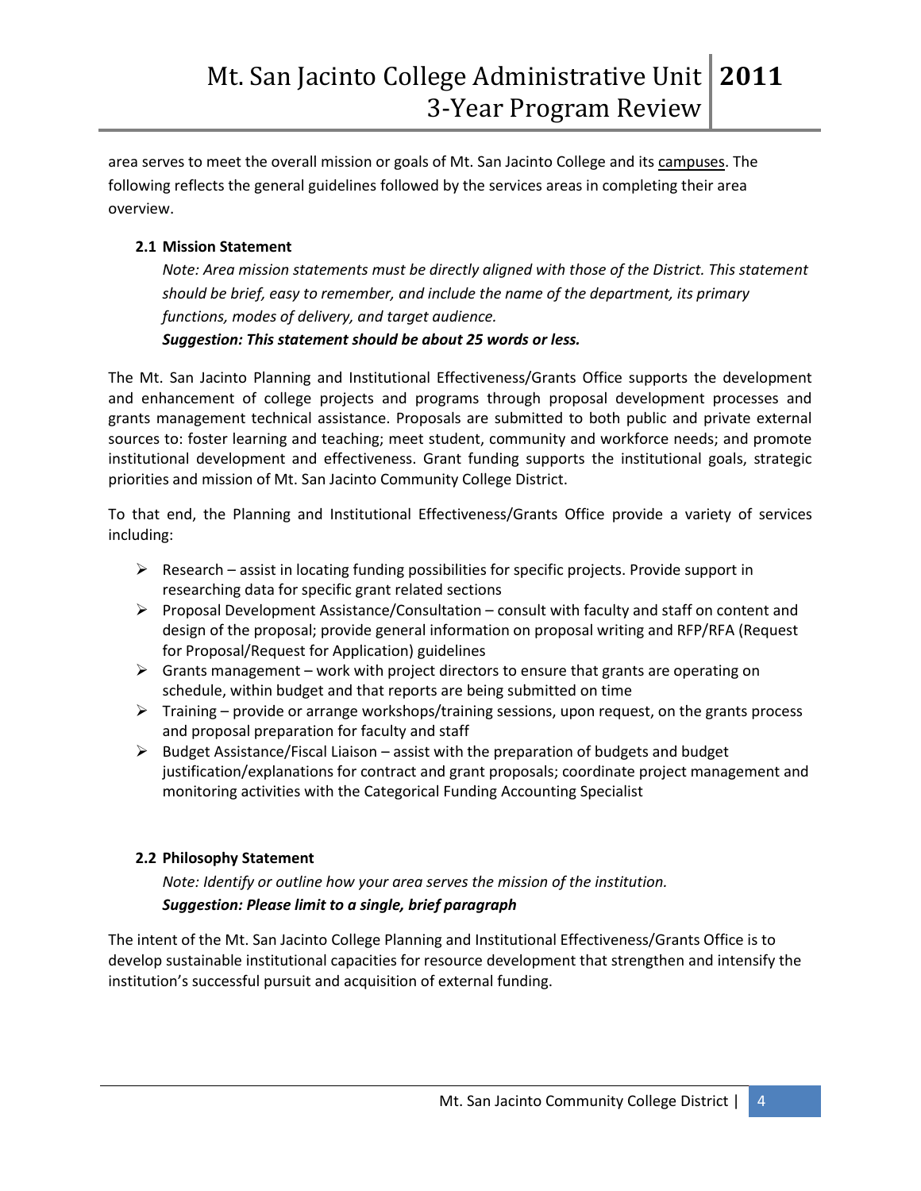area serves to meet the overall mission or goals of Mt. San Jacinto College and its campuses. The following reflects the general guidelines followed by the services areas in completing their area overview.

### 2.1 Mission Statement

*Note: Area mission statements must be directly aligned with those of the District. This statement should be brief, easy to remember, and include the name of the department, its primary functions, modes of delivery, and target audience.*

***Suggestion: This statement should be about 25 words or less.***

The Mt. San Jacinto Planning and Institutional Effectiveness/Grants Office supports the development and enhancement of college projects and programs through proposal development processes and grants management technical assistance. Proposals are submitted to both public and private external sources to: foster learning and teaching; meet student, community and workforce needs; and promote institutional development and effectiveness. Grant funding supports the institutional goals, strategic priorities and mission of Mt. San Jacinto Community College District.

To that end, the Planning and Institutional Effectiveness/Grants Office provide a variety of services including:

- Research – assist in locating funding possibilities for specific projects. Provide support in researching data for specific grant related sections
- Proposal Development Assistance/Consultation – consult with faculty and staff on content and design of the proposal; provide general information on proposal writing and RFP/RFA (Request for Proposal/Request for Application) guidelines
- Grants management – work with project directors to ensure that grants are operating on schedule, within budget and that reports are being submitted on time
- Training – provide or arrange workshops/training sessions, upon request, on the grants process and proposal preparation for faculty and staff
- Budget Assistance/Fiscal Liaison – assist with the preparation of budgets and budget justification/explanations for contract and grant proposals; coordinate project management and monitoring activities with the Categorical Funding Accounting Specialist

### 2.2 Philosophy Statement

*Note: Identify or outline how your area serves the mission of the institution.*

***Suggestion: Please limit to a single, brief paragraph***

The intent of the Mt. San Jacinto College Planning and Institutional Effectiveness/Grants Office is to develop sustainable institutional capacities for resource development that strengthen and intensify the institution's successful pursuit and acquisition of external funding.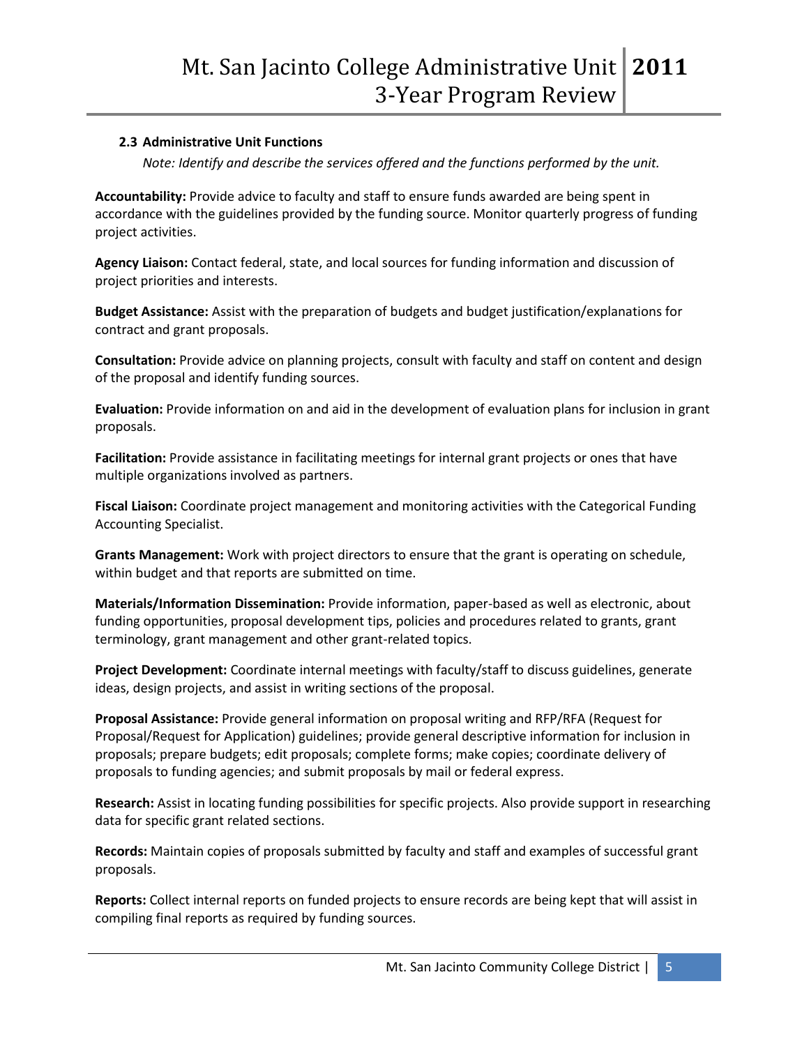### 2.3 Administrative Unit Functions

*Note: Identify and describe the services offered and the functions performed by the unit.*

**Accountability:** Provide advice to faculty and staff to ensure funds awarded are being spent in accordance with the guidelines provided by the funding source. Monitor quarterly progress of funding project activities.

**Agency Liaison:** Contact federal, state, and local sources for funding information and discussion of project priorities and interests.

**Budget Assistance:** Assist with the preparation of budgets and budget justification/explanations for contract and grant proposals.

**Consultation:** Provide advice on planning projects, consult with faculty and staff on content and design of the proposal and identify funding sources.

**Evaluation:** Provide information on and aid in the development of evaluation plans for inclusion in grant proposals.

**Facilitation:** Provide assistance in facilitating meetings for internal grant projects or ones that have multiple organizations involved as partners.

**Fiscal Liaison:** Coordinate project management and monitoring activities with the Categorical Funding Accounting Specialist.

**Grants Management:** Work with project directors to ensure that the grant is operating on schedule, within budget and that reports are submitted on time.

**Materials/Information Dissemination:** Provide information, paper-based as well as electronic, about funding opportunities, proposal development tips, policies and procedures related to grants, grant terminology, grant management and other grant-related topics.

**Project Development:** Coordinate internal meetings with faculty/staff to discuss guidelines, generate ideas, design projects, and assist in writing sections of the proposal.

**Proposal Assistance:** Provide general information on proposal writing and RFP/RFA (Request for Proposal/Request for Application) guidelines; provide general descriptive information for inclusion in proposals; prepare budgets; edit proposals; complete forms; make copies; coordinate delivery of proposals to funding agencies; and submit proposals by mail or federal express.

**Research:** Assist in locating funding possibilities for specific projects. Also provide support in researching data for specific grant related sections.

**Records:** Maintain copies of proposals submitted by faculty and staff and examples of successful grant proposals.

**Reports:** Collect internal reports on funded projects to ensure records are being kept that will assist in compiling final reports as required by funding sources.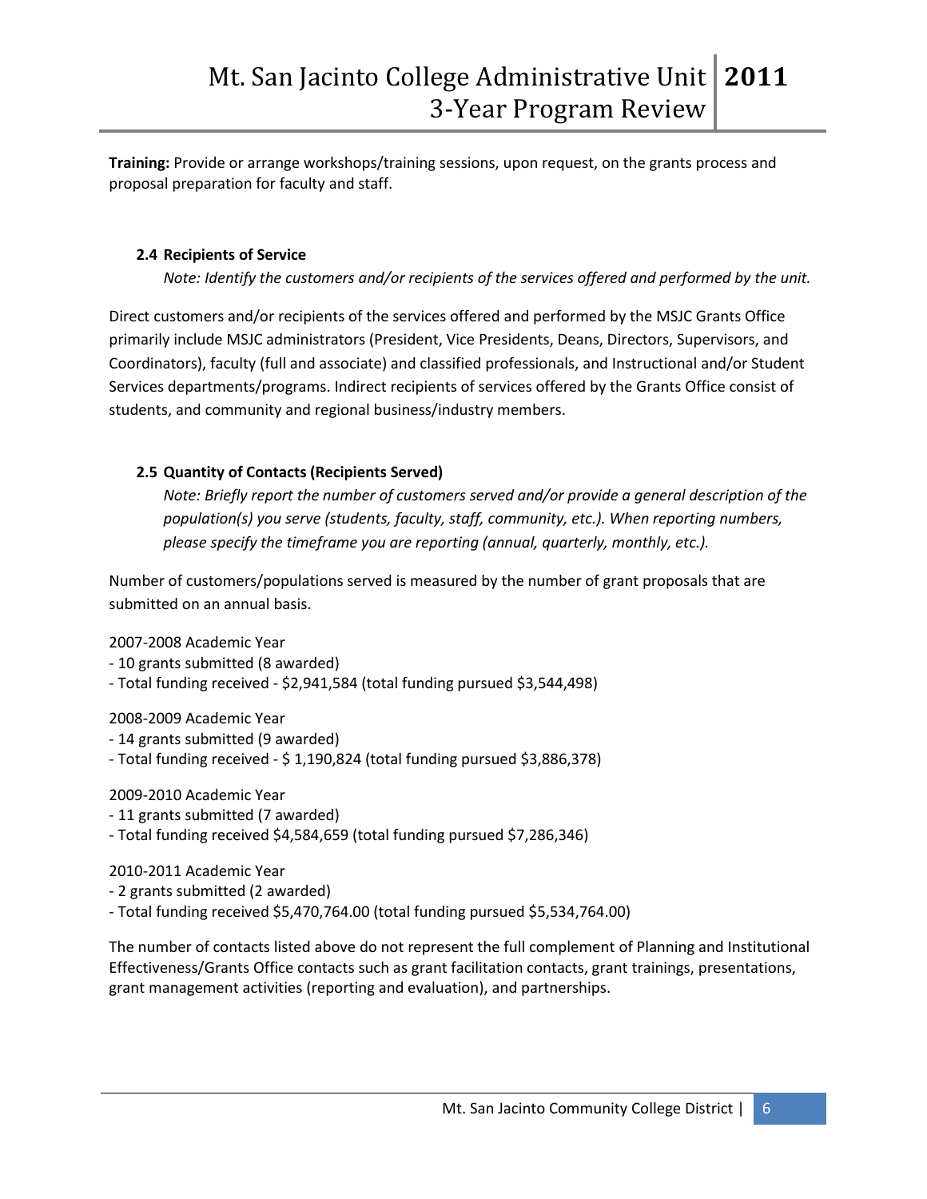**Training:** Provide or arrange workshops/training sessions, upon request, on the grants process and proposal preparation for faculty and staff.

### 2.4 Recipients of Service

*Note: Identify the customers and/or recipients of the services offered and performed by the unit.*

Direct customers and/or recipients of the services offered and performed by the MSJC Grants Office primarily include MSJC administrators (President, Vice Presidents, Deans, Directors, Supervisors, and Coordinators), faculty (full and associate) and classified professionals, and Instructional and/or Student Services departments/programs. Indirect recipients of services offered by the Grants Office consist of students, and community and regional business/industry members.

### 2.5 Quantity of Contacts (Recipients Served)

*Note: Briefly report the number of customers served and/or provide a general description of the population(s) you serve (students, faculty, staff, community, etc.). When reporting numbers, please specify the timeframe you are reporting (annual, quarterly, monthly, etc.).*

Number of customers/populations served is measured by the number of grant proposals that are submitted on an annual basis.

2007-2008 Academic Year
- 10 grants submitted (8 awarded)
- Total funding received - $2,941,584 (total funding pursued $3,544,498)

2008-2009 Academic Year
- 14 grants submitted (9 awarded)
- Total funding received - $ 1,190,824 (total funding pursued $3,886,378)

2009-2010 Academic Year
- 11 grants submitted (7 awarded)
- Total funding received $4,584,659 (total funding pursued $7,286,346)

2010-2011 Academic Year
- 2 grants submitted (2 awarded)
- Total funding received $5,470,764.00 (total funding pursued $5,534,764.00)

The number of contacts listed above do not represent the full complement of Planning and Institutional Effectiveness/Grants Office contacts such as grant facilitation contacts, grant trainings, presentations, grant management activities (reporting and evaluation), and partnerships.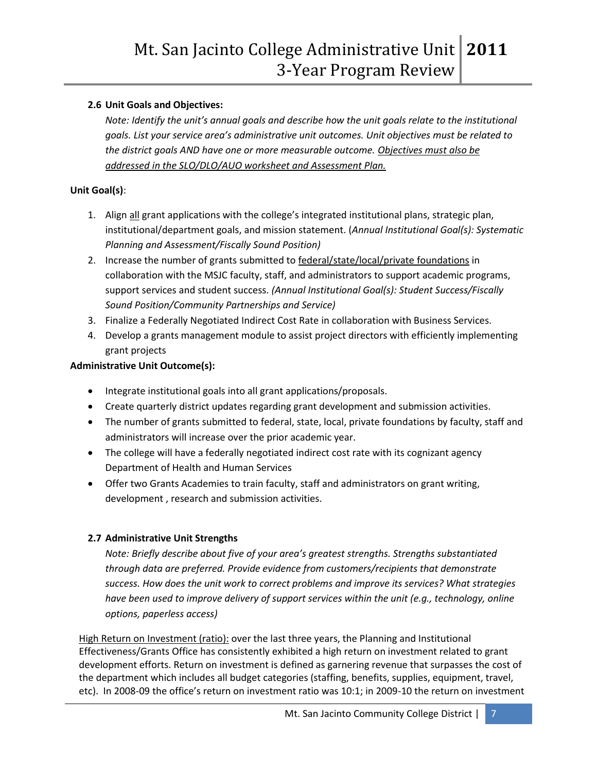### 2.6 Unit Goals and Objectives:

*Note: Identify the unit's annual goals and describe how the unit goals relate to the institutional goals. List your service area's administrative unit outcomes. Unit objectives must be related to the district goals AND have one or more measurable outcome. <u>Objectives must also be addressed in the SLO/DLO/AUO worksheet and Assessment Plan.</u>*

**Unit Goal(s)**:

1. Align <u>all</u> grant applications with the college's integrated institutional plans, strategic plan, institutional/department goals, and mission statement. (*Annual Institutional Goal(s): Systematic Planning and Assessment/Fiscally Sound Position)*
2. Increase the number of grants submitted to <u>federal/state/local/private foundations</u> in collaboration with the MSJC faculty, staff, and administrators to support academic programs, support services and student success. *(Annual Institutional Goal(s): Student Success/Fiscally Sound Position/Community Partnerships and Service)*
3. Finalize a Federally Negotiated Indirect Cost Rate in collaboration with Business Services.
4. Develop a grants management module to assist project directors with efficiently implementing grant projects

**Administrative Unit Outcome(s):**

- Integrate institutional goals into all grant applications/proposals.
- Create quarterly district updates regarding grant development and submission activities.
- The number of grants submitted to federal, state, local, private foundations by faculty, staff and administrators will increase over the prior academic year.
- The college will have a federally negotiated indirect cost rate with its cognizant agency Department of Health and Human Services
- Offer two Grants Academies to train faculty, staff and administrators on grant writing, development , research and submission activities.

### 2.7 Administrative Unit Strengths

*Note: Briefly describe about five of your area's greatest strengths. Strengths substantiated through data are preferred. Provide evidence from customers/recipients that demonstrate success. How does the unit work to correct problems and improve its services? What strategies have been used to improve delivery of support services within the unit (e.g., technology, online options, paperless access)*

<u>High Return on Investment (ratio):</u> over the last three years, the Planning and Institutional Effectiveness/Grants Office has consistently exhibited a high return on investment related to grant development efforts. Return on investment is defined as garnering revenue that surpasses the cost of the department which includes all budget categories (staffing, benefits, supplies, equipment, travel, etc). In 2008-09 the office's return on investment ratio was 10:1; in 2009-10 the return on investment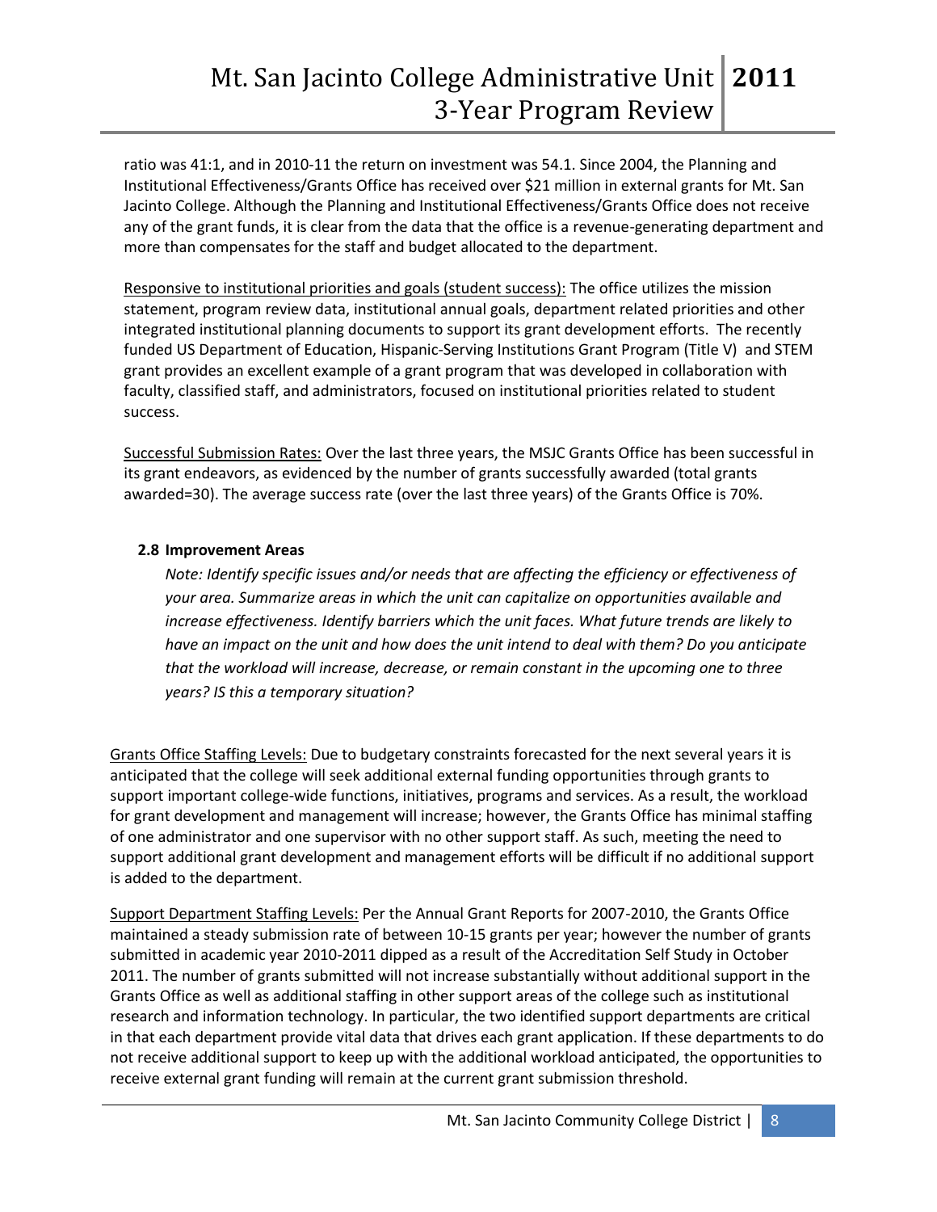ratio was 41:1, and in 2010-11 the return on investment was 54.1. Since 2004, the Planning and Institutional Effectiveness/Grants Office has received over $21 million in external grants for Mt. San Jacinto College. Although the Planning and Institutional Effectiveness/Grants Office does not receive any of the grant funds, it is clear from the data that the office is a revenue-generating department and more than compensates for the staff and budget allocated to the department.

Responsive to institutional priorities and goals (student success): The office utilizes the mission statement, program review data, institutional annual goals, department related priorities and other integrated institutional planning documents to support its grant development efforts. The recently funded US Department of Education, Hispanic-Serving Institutions Grant Program (Title V) and STEM grant provides an excellent example of a grant program that was developed in collaboration with faculty, classified staff, and administrators, focused on institutional priorities related to student success.

Successful Submission Rates: Over the last three years, the MSJC Grants Office has been successful in its grant endeavors, as evidenced by the number of grants successfully awarded (total grants awarded=30). The average success rate (over the last three years) of the Grants Office is 70%.

### 2.8 Improvement Areas

*Note: Identify specific issues and/or needs that are affecting the efficiency or effectiveness of your area. Summarize areas in which the unit can capitalize on opportunities available and increase effectiveness. Identify barriers which the unit faces. What future trends are likely to have an impact on the unit and how does the unit intend to deal with them? Do you anticipate that the workload will increase, decrease, or remain constant in the upcoming one to three years? IS this a temporary situation?*

Grants Office Staffing Levels: Due to budgetary constraints forecasted for the next several years it is anticipated that the college will seek additional external funding opportunities through grants to support important college-wide functions, initiatives, programs and services. As a result, the workload for grant development and management will increase; however, the Grants Office has minimal staffing of one administrator and one supervisor with no other support staff. As such, meeting the need to support additional grant development and management efforts will be difficult if no additional support is added to the department.

Support Department Staffing Levels: Per the Annual Grant Reports for 2007-2010, the Grants Office maintained a steady submission rate of between 10-15 grants per year; however the number of grants submitted in academic year 2010-2011 dipped as a result of the Accreditation Self Study in October 2011. The number of grants submitted will not increase substantially without additional support in the Grants Office as well as additional staffing in other support areas of the college such as institutional research and information technology. In particular, the two identified support departments are critical in that each department provide vital data that drives each grant application. If these departments to do not receive additional support to keep up with the additional workload anticipated, the opportunities to receive external grant funding will remain at the current grant submission threshold.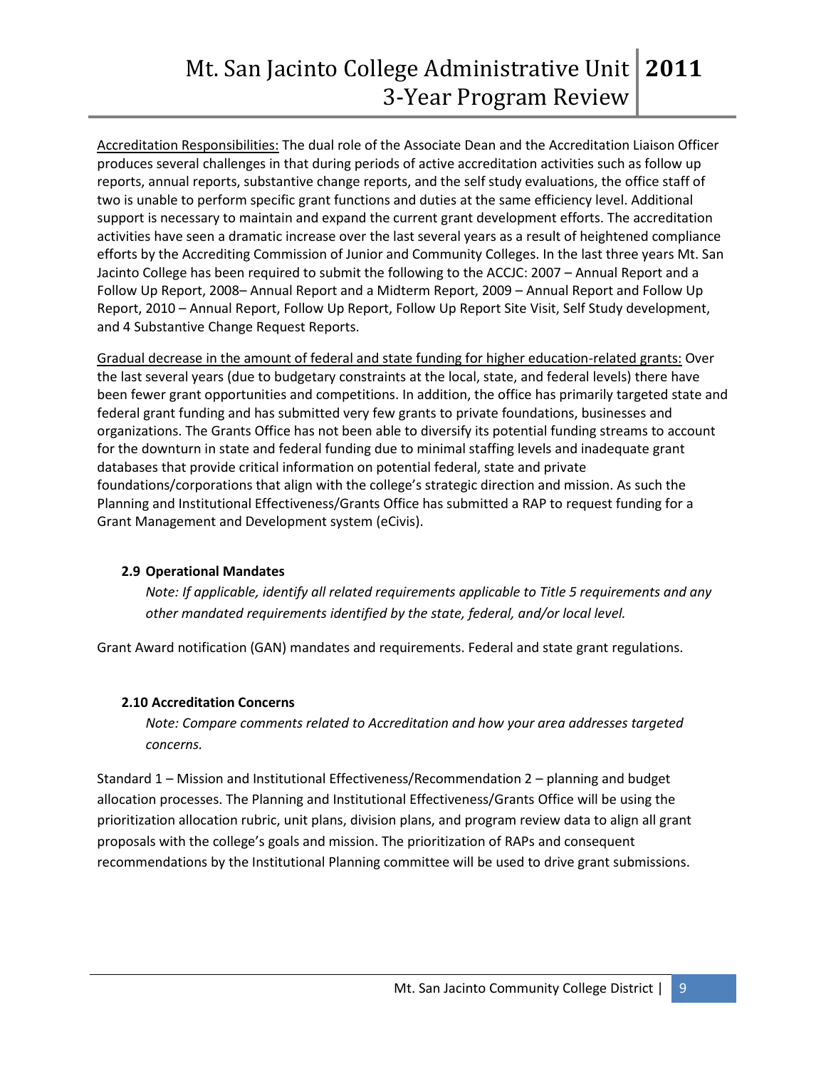Accreditation Responsibilities: The dual role of the Associate Dean and the Accreditation Liaison Officer produces several challenges in that during periods of active accreditation activities such as follow up reports, annual reports, substantive change reports, and the self study evaluations, the office staff of two is unable to perform specific grant functions and duties at the same efficiency level. Additional support is necessary to maintain and expand the current grant development efforts. The accreditation activities have seen a dramatic increase over the last several years as a result of heightened compliance efforts by the Accrediting Commission of Junior and Community Colleges. In the last three years Mt. San Jacinto College has been required to submit the following to the ACCJC: 2007 – Annual Report and a Follow Up Report, 2008– Annual Report and a Midterm Report, 2009 – Annual Report and Follow Up Report, 2010 – Annual Report, Follow Up Report, Follow Up Report Site Visit, Self Study development, and 4 Substantive Change Request Reports.

Gradual decrease in the amount of federal and state funding for higher education-related grants: Over the last several years (due to budgetary constraints at the local, state, and federal levels) there have been fewer grant opportunities and competitions. In addition, the office has primarily targeted state and federal grant funding and has submitted very few grants to private foundations, businesses and organizations. The Grants Office has not been able to diversify its potential funding streams to account for the downturn in state and federal funding due to minimal staffing levels and inadequate grant databases that provide critical information on potential federal, state and private foundations/corporations that align with the college's strategic direction and mission. As such the Planning and Institutional Effectiveness/Grants Office has submitted a RAP to request funding for a Grant Management and Development system (eCivis).

### 2.9 Operational Mandates

*Note: If applicable, identify all related requirements applicable to Title 5 requirements and any other mandated requirements identified by the state, federal, and/or local level.*

Grant Award notification (GAN) mandates and requirements. Federal and state grant regulations.

### 2.10 Accreditation Concerns

*Note: Compare comments related to Accreditation and how your area addresses targeted concerns.*

Standard 1 – Mission and Institutional Effectiveness/Recommendation 2 – planning and budget allocation processes. The Planning and Institutional Effectiveness/Grants Office will be using the prioritization allocation rubric, unit plans, division plans, and program review data to align all grant proposals with the college's goals and mission. The prioritization of RAPs and consequent recommendations by the Institutional Planning committee will be used to drive grant submissions.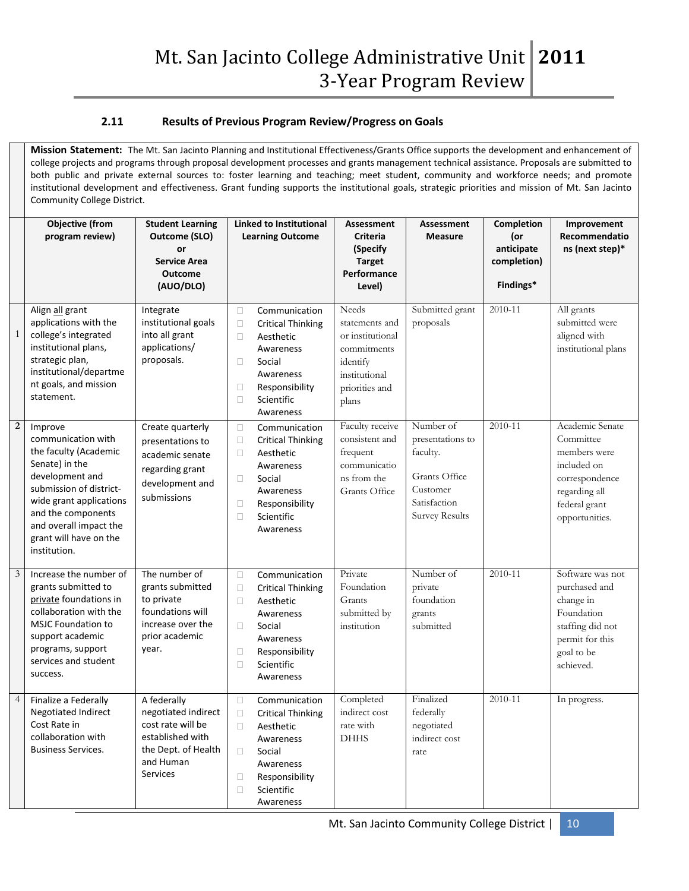### 2.11 Results of Previous Program Review/Progress on Goals

**Mission Statement:** The Mt. San Jacinto Planning and Institutional Effectiveness/Grants Office supports the development and enhancement of college projects and programs through proposal development processes and grants management technical assistance. Proposals are submitted to both public and private external sources to: foster learning and teaching; meet student, community and workforce needs; and promote institutional development and effectiveness. Grant funding supports the institutional goals, strategic priorities and mission of Mt. San Jacinto Community College District.

| | Objective (from program review) | Student Learning Outcome (SLO) or Service Area Outcome (AUO/DLO) | Linked to Institutional Learning Outcome | Assessment Criteria (Specify Target Performance Level) | Assessment Measure | Completion (or anticipate completion) Findings* | Improvement Recommendations (next step)* |
|---|---|---|---|---|---|---|---|
| 1 | Align all grant applications with the college's integrated institutional plans, strategic plan, institutional/department goals, and mission statement. | Integrate institutional goals into all grant applications/ proposals. | ☐ Communication<br>☐ Critical Thinking<br>☐ Aesthetic Awareness<br>☐ Social Awareness<br>☐ Responsibility<br>☐ Scientific Awareness | Needs statements and or institutional commitments identify institutional priorities and plans | Submitted grant proposals | 2010-11 | All grants submitted were aligned with institutional plans |
| 2 | Improve communication with the faculty (Academic Senate) in the development and submission of district-wide grant applications and the components and overall impact the grant will have on the institution. | Create quarterly presentations to academic senate regarding grant development and submissions | ☐ Communication<br>☐ Critical Thinking<br>☐ Aesthetic Awareness<br>☐ Social Awareness<br>☐ Responsibility<br>☐ Scientific Awareness | Faculty receive consistent and frequent communications from the Grants Office | Number of presentations to faculty.<br><br>Grants Office Customer Satisfaction Survey Results | 2010-11 | Academic Senate Committee members were included on correspondence regarding all federal grant opportunities. |
| 3 | Increase the number of grants submitted to private foundations in collaboration with the MSJC Foundation to support academic programs, support services and student success. | The number of grants submitted to private foundations will increase over the prior academic year. | ☐ Communication<br>☐ Critical Thinking<br>☐ Aesthetic Awareness<br>☐ Social Awareness<br>☐ Responsibility<br>☐ Scientific Awareness | Private Foundation Grants submitted by institution | Number of private foundation grants submitted | 2010-11 | Software was not purchased and change in Foundation staffing did not permit for this goal to be achieved. |
| 4 | Finalize a Federally Negotiated Indirect Cost Rate in collaboration with Business Services. | A federally negotiated indirect cost rate will be established with the Dept. of Health and Human Services | ☐ Communication<br>☐ Critical Thinking<br>☐ Aesthetic Awareness<br>☐ Social Awareness<br>☐ Responsibility<br>☐ Scientific Awareness | Completed indirect cost rate with DHHS | Finalized federally negotiated indirect cost rate | 2010-11 | In progress. |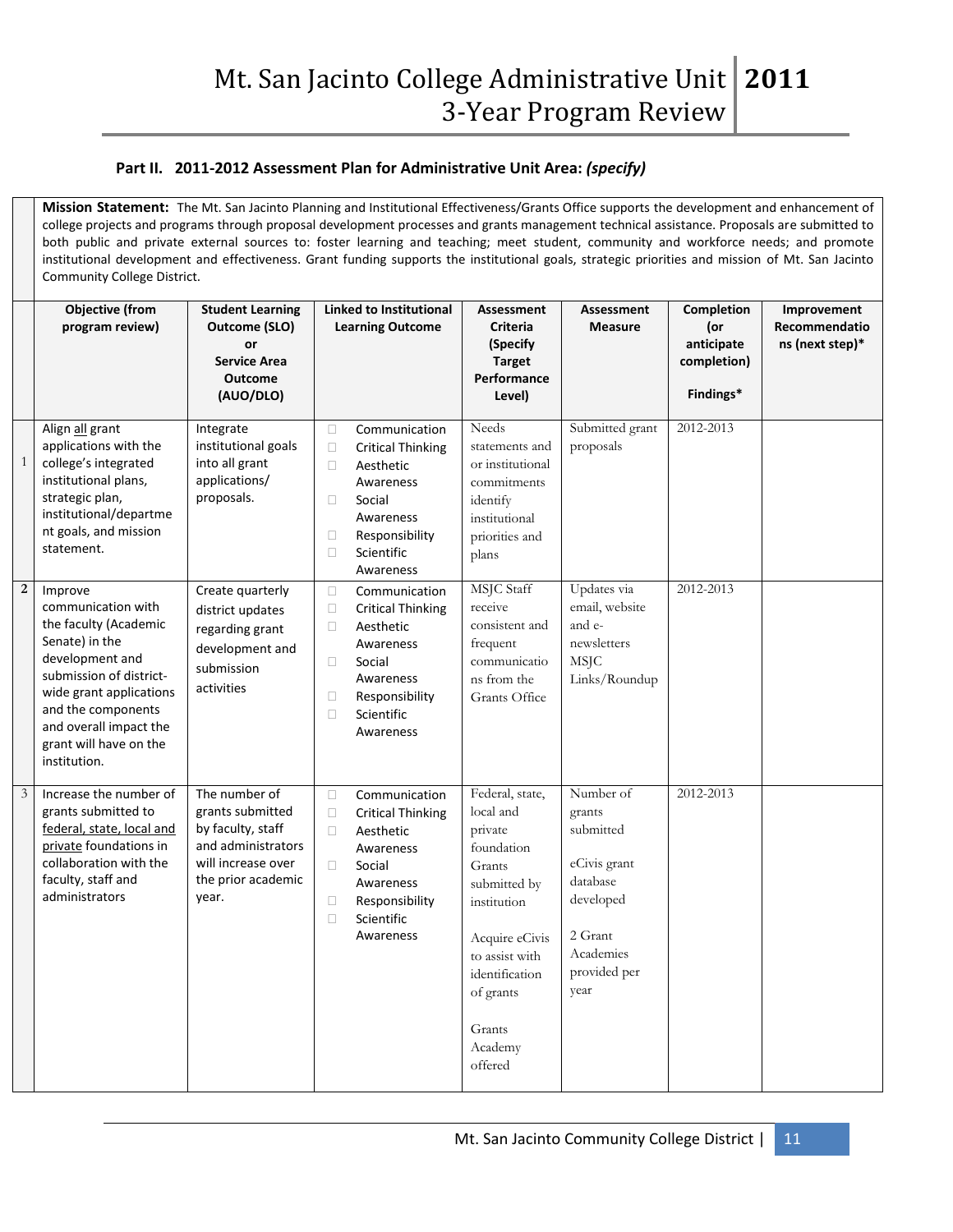### Part II. 2011-2012 Assessment Plan for Administrative Unit Area: *(specify)*

**Mission Statement:** The Mt. San Jacinto Planning and Institutional Effectiveness/Grants Office supports the development and enhancement of college projects and programs through proposal development processes and grants management technical assistance. Proposals are submitted to both public and private external sources to: foster learning and teaching; meet student, community and workforce needs; and promote institutional development and effectiveness. Grant funding supports the institutional goals, strategic priorities and mission of Mt. San Jacinto Community College District.

| | Objective (from program review) | Student Learning Outcome (SLO) or Service Area Outcome (AUO/DLO) | Linked to Institutional Learning Outcome | Assessment Criteria (Specify Target Performance Level) | Assessment Measure | Completion (or anticipate completion) Findings* | Improvement Recommendations (next step)* |
|---|---|---|---|---|---|---|---|
| 1 | Align <u>all</u> grant applications with the college's integrated institutional plans, strategic plan, institutional/department goals, and mission statement. | Integrate institutional goals into all grant applications/ proposals. | ☐ Communication<br>☐ Critical Thinking<br>☐ Aesthetic Awareness<br>☐ Social Awareness<br>☐ Responsibility<br>☐ Scientific Awareness | Needs statements and or institutional commitments identify institutional priorities and plans | Submitted grant proposals | 2012-2013 | |
| 2 | Improve communication with the faculty (Academic Senate) in the development and submission of district-wide grant applications and the components and overall impact the grant will have on the institution. | Create quarterly district updates regarding grant development and submission activities | ☐ Communication<br>☐ Critical Thinking<br>☐ Aesthetic Awareness<br>☐ Social Awareness<br>☐ Responsibility<br>☐ Scientific Awareness | MSJC Staff receive consistent and frequent communications from the Grants Office | Updates via email, website and e-newsletters MSJC Links/Roundup | 2012-2013 | |
| 3 | Increase the number of grants submitted to <u>federal, state, local and private</u> foundations in collaboration with the faculty, staff and administrators | The number of grants submitted by faculty, staff and administrators will increase over the prior academic year. | ☐ Communication<br>☐ Critical Thinking<br>☐ Aesthetic Awareness<br>☐ Social Awareness<br>☐ Responsibility<br>☐ Scientific Awareness | Federal, state, local and private foundation Grants submitted by institution<br><br>Acquire eCivis to assist with identification of grants<br><br>Grants Academy offered | Number of grants submitted<br><br>eCivis grant database developed<br><br>2 Grant Academies provided per year | 2012-2013 | |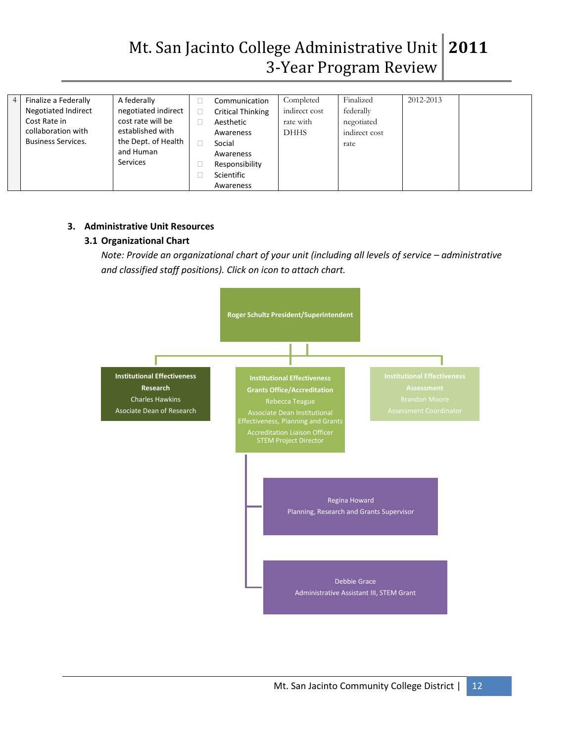| 4 | Finalize a Federally Negotiated Indirect Cost Rate in collaboration with Business Services. | A federally negotiated indirect cost rate will be established with the Dept. of Health and Human Services | ☐ Communication<br>☐ Critical Thinking<br>☐ Aesthetic Awareness<br>☐ Social Awareness<br>☐ Responsibility<br>☐ Scientific Awareness | Completed indirect cost rate with DHHS | Finalized federally negotiated indirect cost rate | 2012-2013 | |
|---|---|---|---|---|---|---|---|

### 3. Administrative Unit Resources

#### 3.1 Organizational Chart

*Note: Provide an organizational chart of your unit (including all levels of service – administrative and classified staff positions). Click on icon to attach chart.*

**Roger Schultz President/Superintendent**

- **Institutional Effectiveness Research**
  Charles Hawkins
  Asociate Dean of Research
- **Institutional Effectiveness Grants Office/Accreditation**
  Rebecca Teague
  Associate Dean Institutional Effectiveness, Planning and Grants
  Accreditation Liaison Officer
  STEM Project Director
  - Regina Howard
    Planning, Research and Grants Supervisor
  - Debbie Grace
    Administrative Assistant III, STEM Grant
- **Institutional Effectiveness Assessment**
  Brandon Moore
  Assessment Coordinator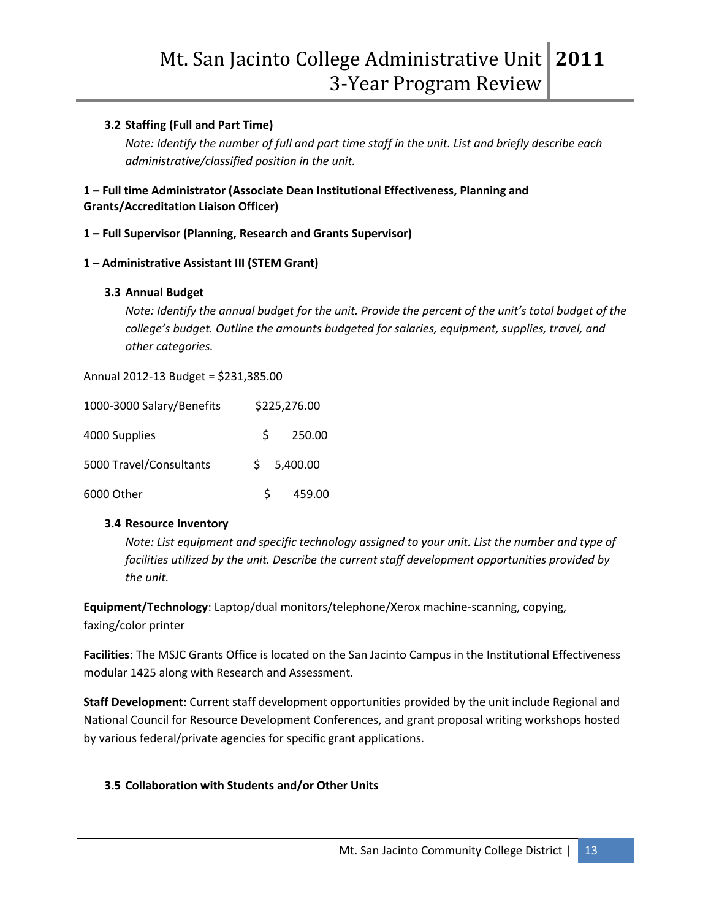### 3.2 Staffing (Full and Part Time)

*Note: Identify the number of full and part time staff in the unit. List and briefly describe each administrative/classified position in the unit.*

**1 – Full time Administrator (Associate Dean Institutional Effectiveness, Planning and Grants/Accreditation Liaison Officer)**

**1 – Full Supervisor (Planning, Research and Grants Supervisor)**

**1 – Administrative Assistant III (STEM Grant)**

### 3.3 Annual Budget

*Note: Identify the annual budget for the unit. Provide the percent of the unit's total budget of the college's budget. Outline the amounts budgeted for salaries, equipment, supplies, travel, and other categories.*

Annual 2012-13 Budget = $231,385.00

| | |
|---|---|
| 1000-3000 Salary/Benefits | $225,276.00 |
| 4000 Supplies | $ 250.00 |
| 5000 Travel/Consultants | $ 5,400.00 |
| 6000 Other | $ 459.00 |

### 3.4 Resource Inventory

*Note: List equipment and specific technology assigned to your unit. List the number and type of facilities utilized by the unit. Describe the current staff development opportunities provided by the unit.*

**Equipment/Technology**: Laptop/dual monitors/telephone/Xerox machine-scanning, copying, faxing/color printer

**Facilities**: The MSJC Grants Office is located on the San Jacinto Campus in the Institutional Effectiveness modular 1425 along with Research and Assessment.

**Staff Development**: Current staff development opportunities provided by the unit include Regional and National Council for Resource Development Conferences, and grant proposal writing workshops hosted by various federal/private agencies for specific grant applications.

### 3.5 Collaboration with Students and/or Other Units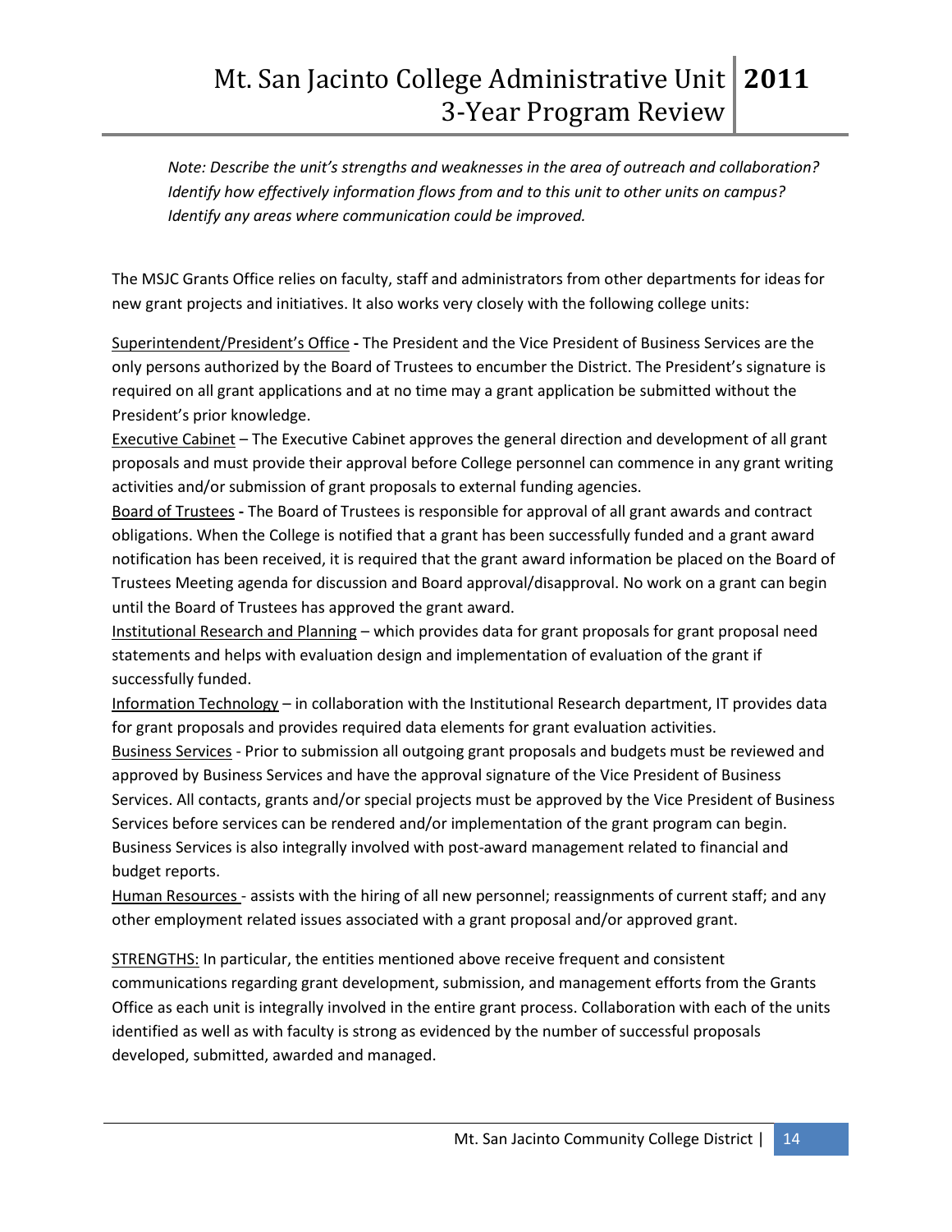*Note: Describe the unit's strengths and weaknesses in the area of outreach and collaboration? Identify how effectively information flows from and to this unit to other units on campus? Identify any areas where communication could be improved.*

The MSJC Grants Office relies on faculty, staff and administrators from other departments for ideas for new grant projects and initiatives. It also works very closely with the following college units:

<u>Superintendent/President's Office</u> - The President and the Vice President of Business Services are the only persons authorized by the Board of Trustees to encumber the District. The President's signature is required on all grant applications and at no time may a grant application be submitted without the President's prior knowledge.

<u>Executive Cabinet</u> – The Executive Cabinet approves the general direction and development of all grant proposals and must provide their approval before College personnel can commence in any grant writing activities and/or submission of grant proposals to external funding agencies.

<u>Board of Trustees</u> - The Board of Trustees is responsible for approval of all grant awards and contract obligations. When the College is notified that a grant has been successfully funded and a grant award notification has been received, it is required that the grant award information be placed on the Board of Trustees Meeting agenda for discussion and Board approval/disapproval. No work on a grant can begin until the Board of Trustees has approved the grant award.

<u>Institutional Research and Planning</u> – which provides data for grant proposals for grant proposal need statements and helps with evaluation design and implementation of evaluation of the grant if successfully funded.

<u>Information Technology</u> – in collaboration with the Institutional Research department, IT provides data for grant proposals and provides required data elements for grant evaluation activities.

<u>Business Services</u> - Prior to submission all outgoing grant proposals and budgets must be reviewed and approved by Business Services and have the approval signature of the Vice President of Business Services. All contacts, grants and/or special projects must be approved by the Vice President of Business Services before services can be rendered and/or implementation of the grant program can begin. Business Services is also integrally involved with post-award management related to financial and budget reports.

<u>Human Resources</u> - assists with the hiring of all new personnel; reassignments of current staff; and any other employment related issues associated with a grant proposal and/or approved grant.

<u>STRENGTHS:</u> In particular, the entities mentioned above receive frequent and consistent communications regarding grant development, submission, and management efforts from the Grants Office as each unit is integrally involved in the entire grant process. Collaboration with each of the units identified as well as with faculty is strong as evidenced by the number of successful proposals developed, submitted, awarded and managed.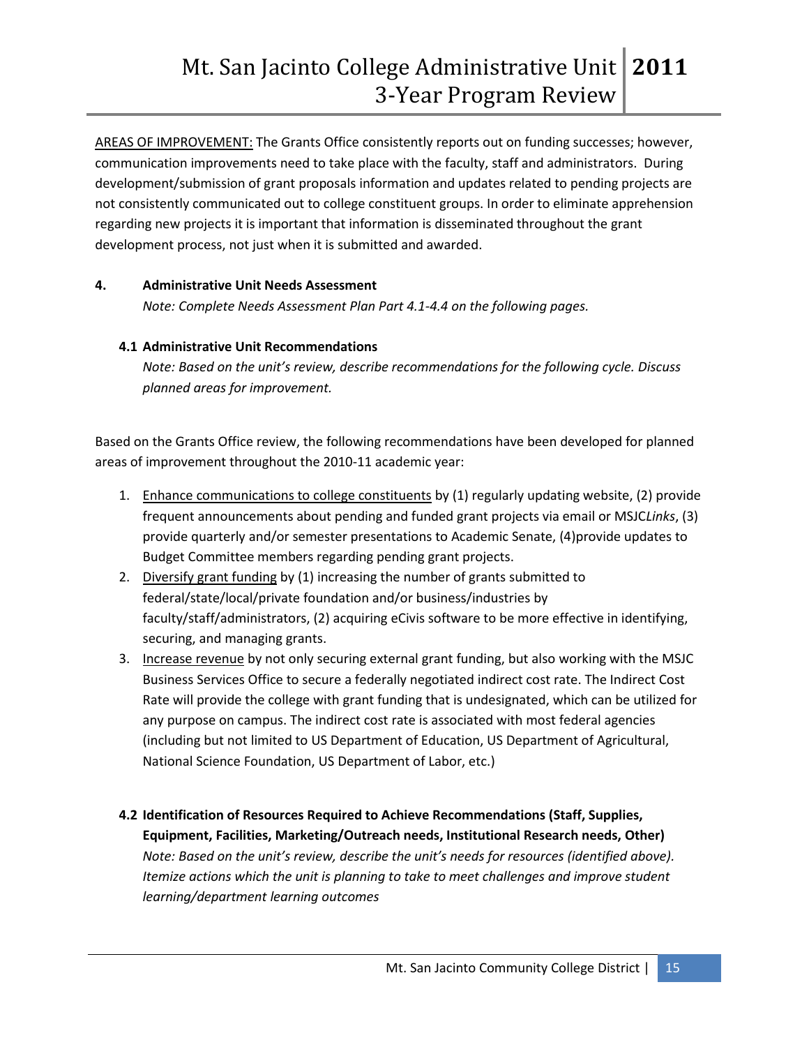AREAS OF IMPROVEMENT: The Grants Office consistently reports out on funding successes; however, communication improvements need to take place with the faculty, staff and administrators. During development/submission of grant proposals information and updates related to pending projects are not consistently communicated out to college constituent groups. In order to eliminate apprehension regarding new projects it is important that information is disseminated throughout the grant development process, not just when it is submitted and awarded.

## 4. Administrative Unit Needs Assessment

*Note: Complete Needs Assessment Plan Part 4.1-4.4 on the following pages.*

### 4.1 Administrative Unit Recommendations

*Note: Based on the unit's review, describe recommendations for the following cycle. Discuss planned areas for improvement.*

Based on the Grants Office review, the following recommendations have been developed for planned areas of improvement throughout the 2010-11 academic year:

1. Enhance communications to college constituents by (1) regularly updating website, (2) provide frequent announcements about pending and funded grant projects via email or MSJC*Links*, (3) provide quarterly and/or semester presentations to Academic Senate, (4)provide updates to Budget Committee members regarding pending grant projects.
2. Diversify grant funding by (1) increasing the number of grants submitted to federal/state/local/private foundation and/or business/industries by faculty/staff/administrators, (2) acquiring eCivis software to be more effective in identifying, securing, and managing grants.
3. Increase revenue by not only securing external grant funding, but also working with the MSJC Business Services Office to secure a federally negotiated indirect cost rate. The Indirect Cost Rate will provide the college with grant funding that is undesignated, which can be utilized for any purpose on campus. The indirect cost rate is associated with most federal agencies (including but not limited to US Department of Education, US Department of Agricultural, National Science Foundation, US Department of Labor, etc.)

### 4.2 Identification of Resources Required to Achieve Recommendations (Staff, Supplies, Equipment, Facilities, Marketing/Outreach needs, Institutional Research needs, Other)

*Note: Based on the unit's review, describe the unit's needs for resources (identified above). Itemize actions which the unit is planning to take to meet challenges and improve student learning/department learning outcomes*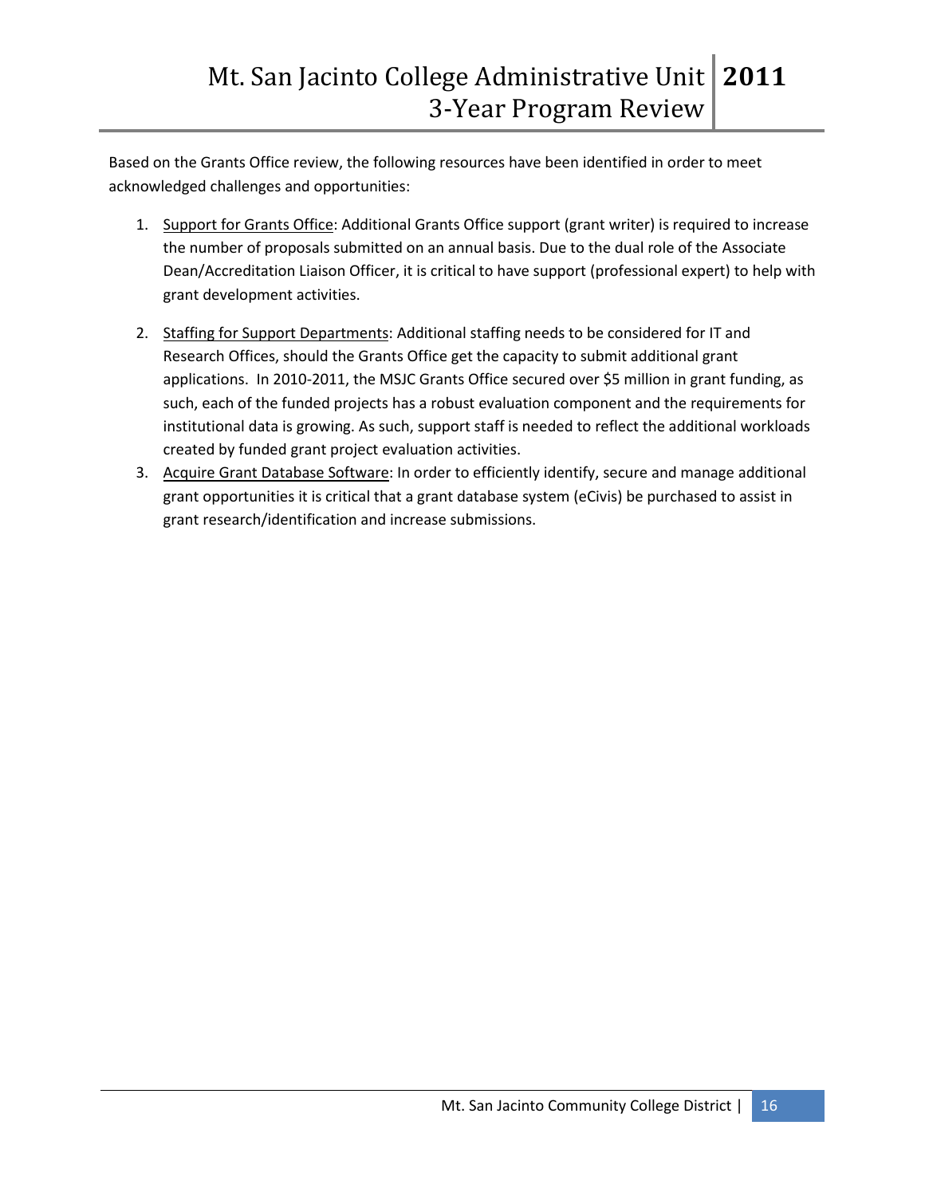Based on the Grants Office review, the following resources have been identified in order to meet acknowledged challenges and opportunities:

1. Support for Grants Office: Additional Grants Office support (grant writer) is required to increase the number of proposals submitted on an annual basis. Due to the dual role of the Associate Dean/Accreditation Liaison Officer, it is critical to have support (professional expert) to help with grant development activities.
2. Staffing for Support Departments: Additional staffing needs to be considered for IT and Research Offices, should the Grants Office get the capacity to submit additional grant applications. In 2010-2011, the MSJC Grants Office secured over $5 million in grant funding, as such, each of the funded projects has a robust evaluation component and the requirements for institutional data is growing. As such, support staff is needed to reflect the additional workloads created by funded grant project evaluation activities.
3. Acquire Grant Database Software: In order to efficiently identify, secure and manage additional grant opportunities it is critical that a grant database system (eCivis) be purchased to assist in grant research/identification and increase submissions.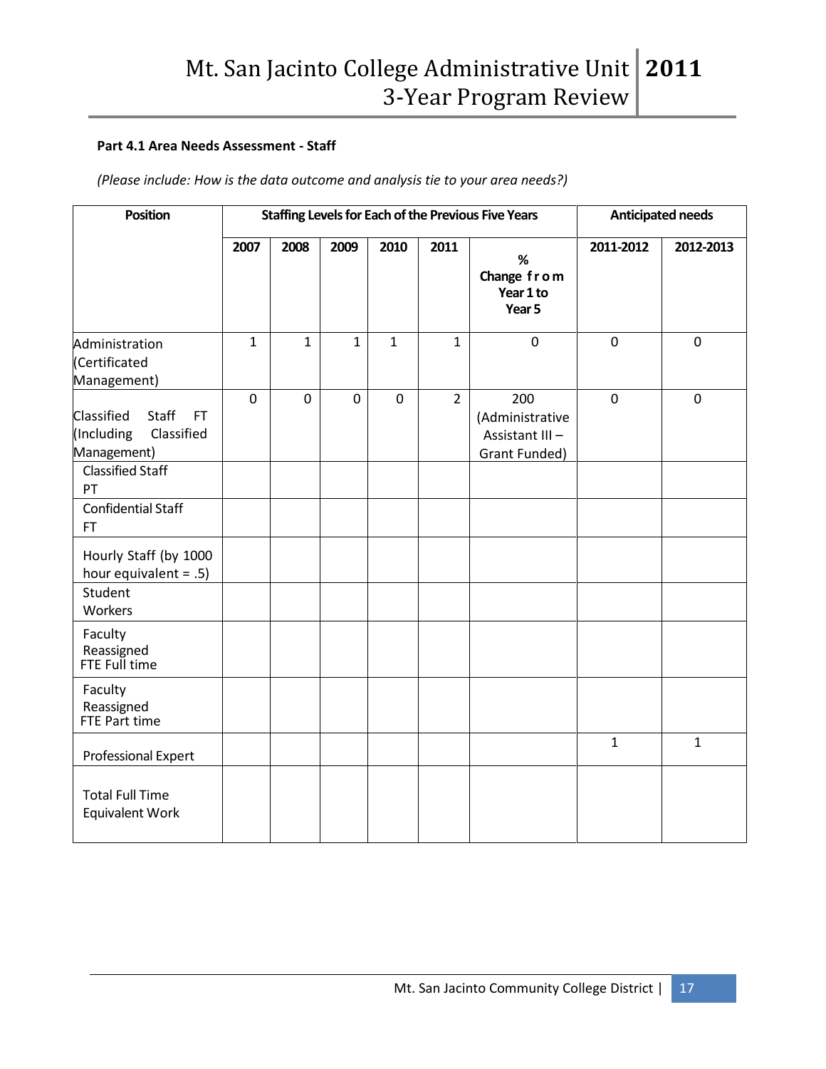**Part 4.1 Area Needs Assessment - Staff**

*(Please include: How is the data outcome and analysis tie to your area needs?)*

| Position | Staffing Levels for Each of the Previous Five Years | | | | | | Anticipated needs | |
|---|---|---|---|---|---|---|---|---|
| | 2007 | 2008 | 2009 | 2010 | 2011 | % Change from Year 1 to Year 5 | 2011-2012 | 2012-2013 |
| Administration (Certificated Management) | 1 | 1 | 1 | 1 | 1 | 0 | 0 | 0 |
| Classified Staff FT (Including Classified Management) | 0 | 0 | 0 | 0 | 2 | 200 (Administrative Assistant III – Grant Funded) | 0 | 0 |
| Classified Staff PT | | | | | | | | |
| Confidential Staff FT | | | | | | | | |
| Hourly Staff (by 1000 hour equivalent = .5) | | | | | | | | |
| Student Workers | | | | | | | | |
| Faculty Reassigned FTE Full time | | | | | | | | |
| Faculty Reassigned FTE Part time | | | | | | | | |
| Professional Expert | | | | | | | 1 | 1 |
| Total Full Time Equivalent Work | | | | | | | | |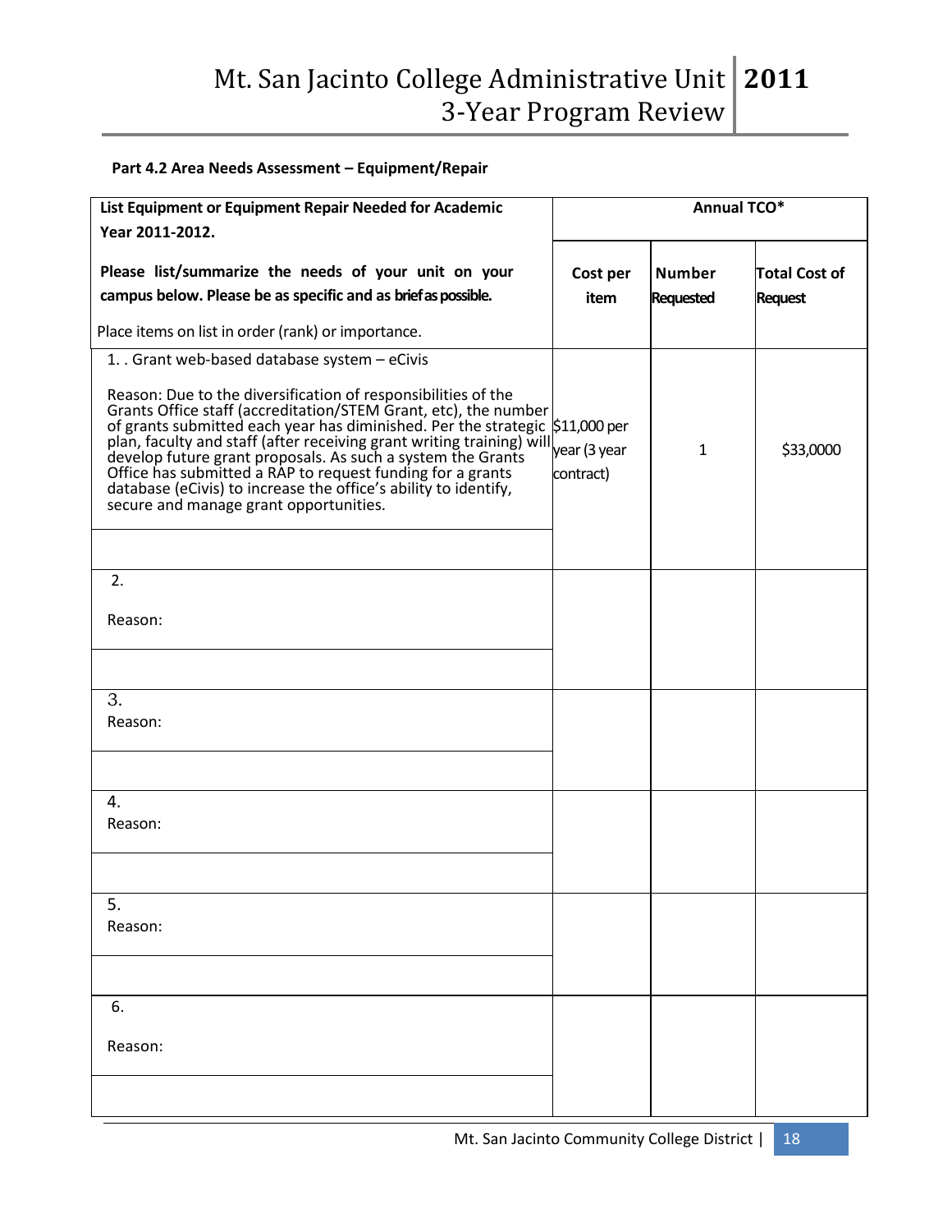**Part 4.2 Area Needs Assessment – Equipment/Repair**

| **List Equipment or Equipment Repair Needed for Academic Year 2011-2012.**<br><br>**Please list/summarize the needs of your unit on your campus below. Please be as specific and as brief as possible.**<br><br>Place items on list in order (rank) or importance. | **Annual TCO*** | | |
|---|---|---|---|
| | **Cost per item** | **Number Requested** | **Total Cost of Request** |
| 1. . Grant web-based database system – eCivis<br><br>Reason: Due to the diversification of responsibilities of the Grants Office staff (accreditation/STEM Grant, etc), the number of grants submitted each year has diminished. Per the strategic plan, faculty and staff (after receiving grant writing training) will develop future grant proposals. As such a system the Grants Office has submitted a RAP to request funding for a grants database (eCivis) to increase the office's ability to identify, secure and manage grant opportunities. | $11,000 per year (3 year contract) | 1 | $33,0000 |
| 2.<br><br>Reason: | | | |
| 3.<br>Reason: | | | |
| 4.<br>Reason: | | | |
| 5.<br>Reason: | | | |
| 6.<br><br>Reason: | | | |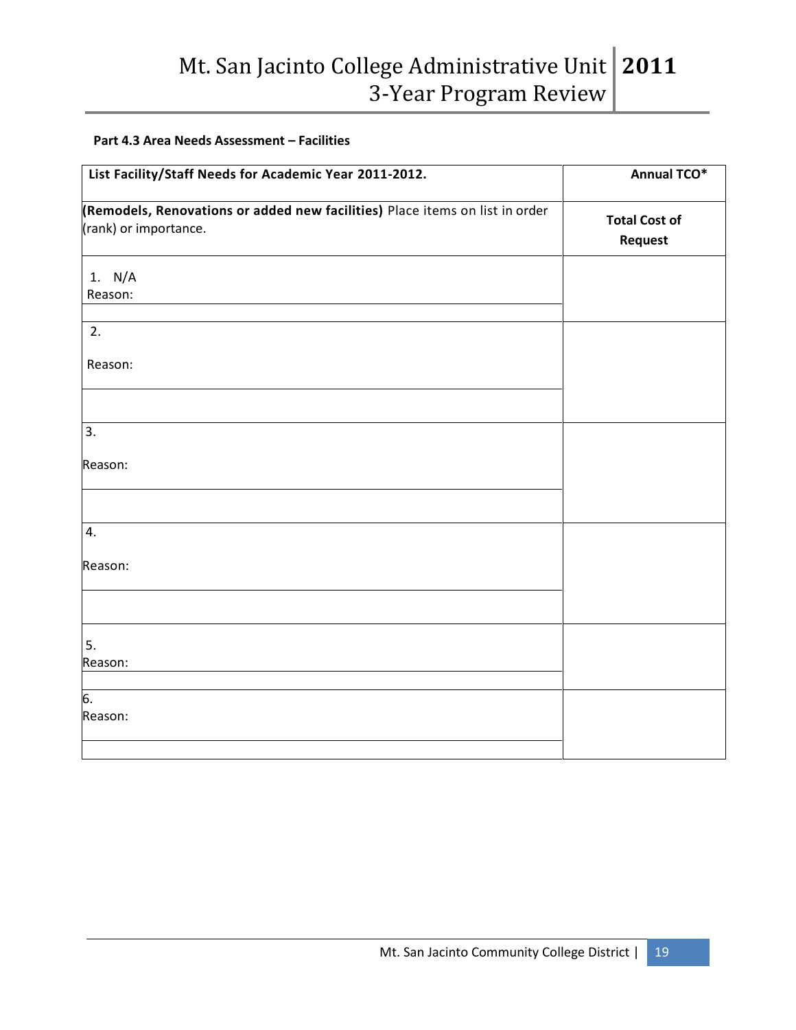**Part 4.3 Area Needs Assessment – Facilities**

| List Facility/Staff Needs for Academic Year 2011-2012. | Annual TCO* |
|---|---|
| **(Remodels, Renovations or added new facilities)** Place items on list in order (rank) or importance. | **Total Cost of Request** |
| 1. N/A<br>Reason: | |
| 2.<br><br>Reason: | |
| 3.<br><br>Reason: | |
| 4.<br><br>Reason: | |
| 5.<br>Reason: | |
| 6.<br>Reason: | |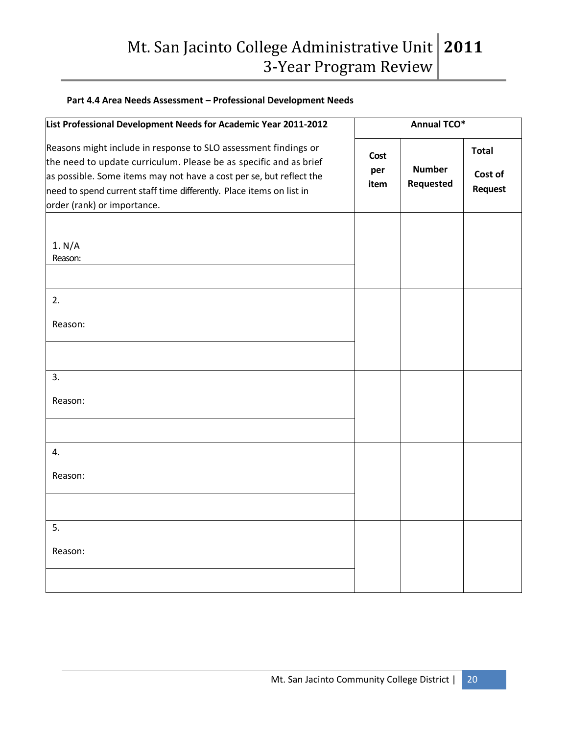**Part 4.4 Area Needs Assessment – Professional Development Needs**

| List Professional Development Needs for Academic Year 2011-2012 | Annual TCO* | | |
|---|---|---|---|
| Reasons might include in response to SLO assessment findings or the need to update curriculum. Please be as specific and as brief as possible. Some items may not have a cost per se, but reflect the need to spend current staff time differently. Place items on list in order (rank) or importance. | Cost per item | Number Requested | Total Cost of Request |
| 1. N/A<br>Reason: | | | |
| 2.<br>Reason: | | | |
| 3.<br>Reason: | | | |
| 4.<br>Reason: | | | |
| 5.<br>Reason: | | | |